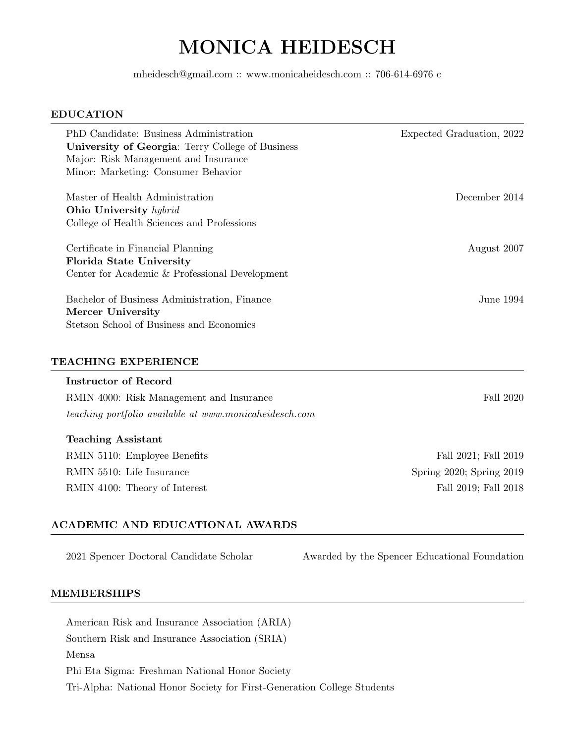# MONICA HEIDESCH

mheidesch@gmail.com :: www.monicaheidesch.com :: 706-614-6976 c

## EDUCATION

PhD Candidate: Business Administration — Expected Graduation, 2022
**University of Georgia**: Terry College of Business
Major: Risk Management and Insurance
Minor: Marketing: Consumer Behavior

Master of Health Administration — December 2014
**Ohio University** *hybrid*
College of Health Sciences and Professions

Certificate in Financial Planning — August 2007
**Florida State University**
Center for Academic & Professional Development

Bachelor of Business Administration, Finance — June 1994
**Mercer University**
Stetson School of Business and Economics

## TEACHING EXPERIENCE

**Instructor of Record**

RMIN 4000: Risk Management and Insurance — Fall 2020
*teaching portfolio available at www.monicaheidesch.com*

**Teaching Assistant**

RMIN 5110: Employee Benefits — Fall 2021; Fall 2019
RMIN 5510: Life Insurance — Spring 2020; Spring 2019
RMIN 4100: Theory of Interest — Fall 2019; Fall 2018

## ACADEMIC AND EDUCATIONAL AWARDS

2021 Spencer Doctoral Candidate Scholar — Awarded by the Spencer Educational Foundation

## MEMBERSHIPS

American Risk and Insurance Association (ARIA)
Southern Risk and Insurance Association (SRIA)
Mensa
Phi Eta Sigma: Freshman National Honor Society
Tri-Alpha: National Honor Society for First-Generation College Students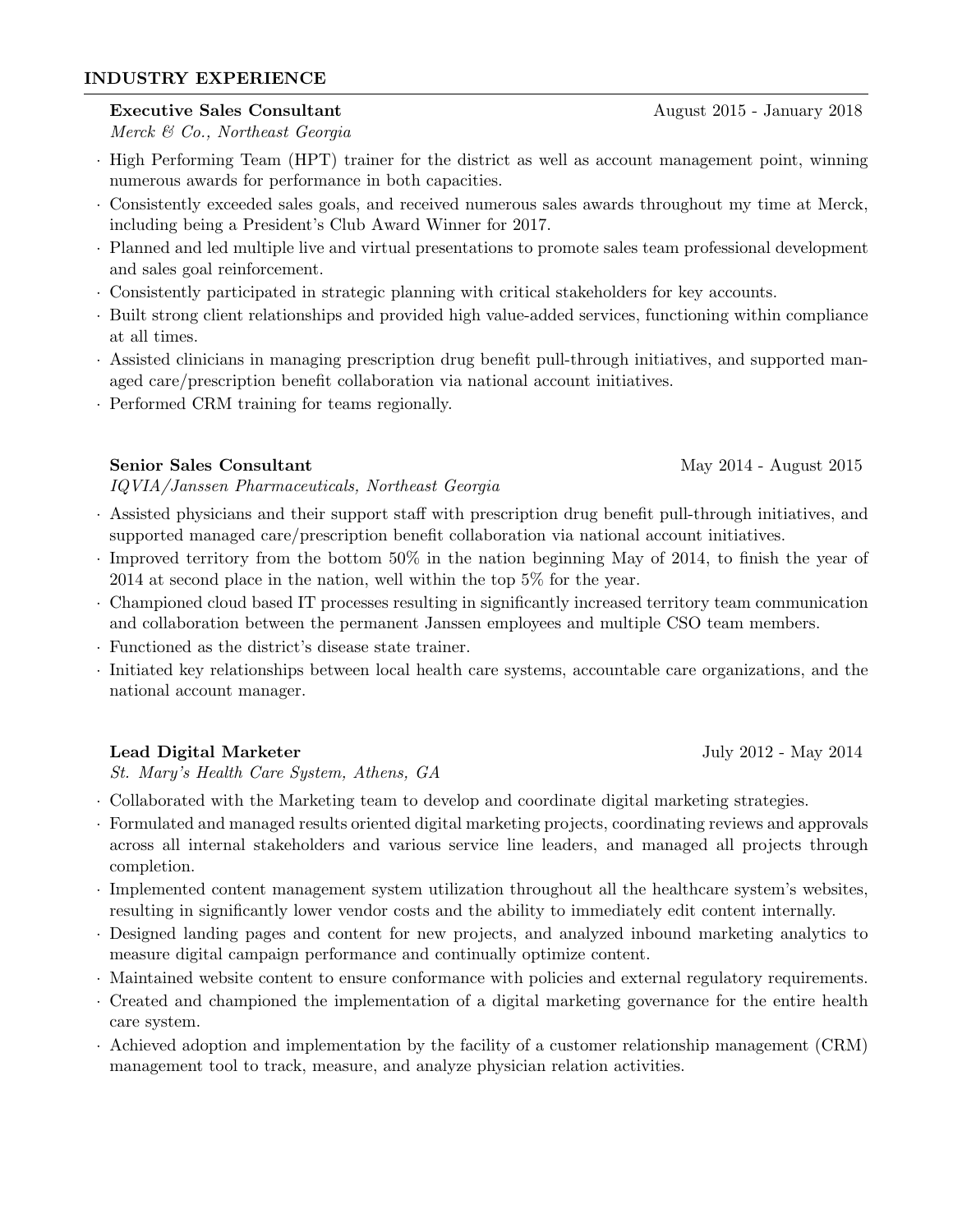## INDUSTRY EXPERIENCE

**Executive Sales Consultant** August 2015 - January 2018
*Merck & Co., Northeast Georgia*

- High Performing Team (HPT) trainer for the district as well as account management point, winning numerous awards for performance in both capacities.
- Consistently exceeded sales goals, and received numerous sales awards throughout my time at Merck, including being a President's Club Award Winner for 2017.
- Planned and led multiple live and virtual presentations to promote sales team professional development and sales goal reinforcement.
- Consistently participated in strategic planning with critical stakeholders for key accounts.
- Built strong client relationships and provided high value-added services, functioning within compliance at all times.
- Assisted clinicians in managing prescription drug benefit pull-through initiatives, and supported managed care/prescription benefit collaboration via national account initiatives.
- Performed CRM training for teams regionally.

**Senior Sales Consultant** May 2014 - August 2015
*IQVIA/Janssen Pharmaceuticals, Northeast Georgia*

- Assisted physicians and their support staff with prescription drug benefit pull-through initiatives, and supported managed care/prescription benefit collaboration via national account initiatives.
- Improved territory from the bottom 50% in the nation beginning May of 2014, to finish the year of 2014 at second place in the nation, well within the top 5% for the year.
- Championed cloud based IT processes resulting in significantly increased territory team communication and collaboration between the permanent Janssen employees and multiple CSO team members.
- Functioned as the district's disease state trainer.
- Initiated key relationships between local health care systems, accountable care organizations, and the national account manager.

**Lead Digital Marketer** July 2012 - May 2014
*St. Mary's Health Care System, Athens, GA*

- Collaborated with the Marketing team to develop and coordinate digital marketing strategies.
- Formulated and managed results oriented digital marketing projects, coordinating reviews and approvals across all internal stakeholders and various service line leaders, and managed all projects through completion.
- Implemented content management system utilization throughout all the healthcare system's websites, resulting in significantly lower vendor costs and the ability to immediately edit content internally.
- Designed landing pages and content for new projects, and analyzed inbound marketing analytics to measure digital campaign performance and continually optimize content.
- Maintained website content to ensure conformance with policies and external regulatory requirements.
- Created and championed the implementation of a digital marketing governance for the entire health care system.
- Achieved adoption and implementation by the facility of a customer relationship management (CRM) management tool to track, measure, and analyze physician relation activities.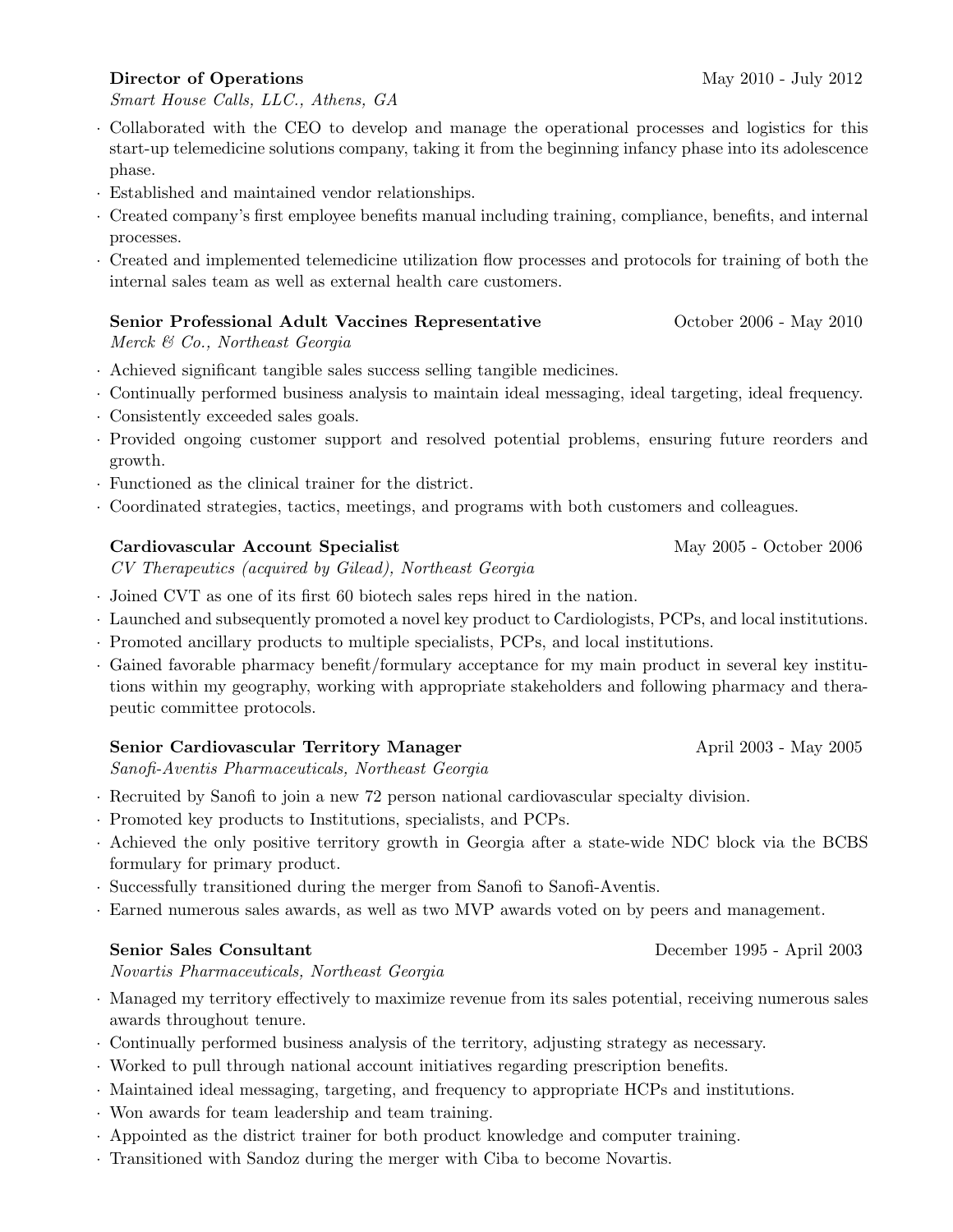**Director of Operations** May 2010 - July 2012

*Smart House Calls, LLC., Athens, GA*

- Collaborated with the CEO to develop and manage the operational processes and logistics for this start-up telemedicine solutions company, taking it from the beginning infancy phase into its adolescence phase.
- Established and maintained vendor relationships.
- Created company's first employee benefits manual including training, compliance, benefits, and internal processes.
- Created and implemented telemedicine utilization flow processes and protocols for training of both the internal sales team as well as external health care customers.

**Senior Professional Adult Vaccines Representative** October 2006 - May 2010

*Merck & Co., Northeast Georgia*

- Achieved significant tangible sales success selling tangible medicines.
- Continually performed business analysis to maintain ideal messaging, ideal targeting, ideal frequency.
- Consistently exceeded sales goals.
- Provided ongoing customer support and resolved potential problems, ensuring future reorders and growth.
- Functioned as the clinical trainer for the district.
- Coordinated strategies, tactics, meetings, and programs with both customers and colleagues.

**Cardiovascular Account Specialist** May 2005 - October 2006

*CV Therapeutics (acquired by Gilead), Northeast Georgia*

- Joined CVT as one of its first 60 biotech sales reps hired in the nation.
- Launched and subsequently promoted a novel key product to Cardiologists, PCPs, and local institutions.
- Promoted ancillary products to multiple specialists, PCPs, and local institutions.
- Gained favorable pharmacy benefit/formulary acceptance for my main product in several key institutions within my geography, working with appropriate stakeholders and following pharmacy and therapeutic committee protocols.

**Senior Cardiovascular Territory Manager** April 2003 - May 2005

*Sanofi-Aventis Pharmaceuticals, Northeast Georgia*

- Recruited by Sanofi to join a new 72 person national cardiovascular specialty division.
- Promoted key products to Institutions, specialists, and PCPs.
- Achieved the only positive territory growth in Georgia after a state-wide NDC block via the BCBS formulary for primary product.
- Successfully transitioned during the merger from Sanofi to Sanofi-Aventis.
- Earned numerous sales awards, as well as two MVP awards voted on by peers and management.

**Senior Sales Consultant** December 1995 - April 2003

*Novartis Pharmaceuticals, Northeast Georgia*

- Managed my territory effectively to maximize revenue from its sales potential, receiving numerous sales awards throughout tenure.
- Continually performed business analysis of the territory, adjusting strategy as necessary.
- Worked to pull through national account initiatives regarding prescription benefits.
- Maintained ideal messaging, targeting, and frequency to appropriate HCPs and institutions.
- Won awards for team leadership and team training.
- Appointed as the district trainer for both product knowledge and computer training.
- Transitioned with Sandoz during the merger with Ciba to become Novartis.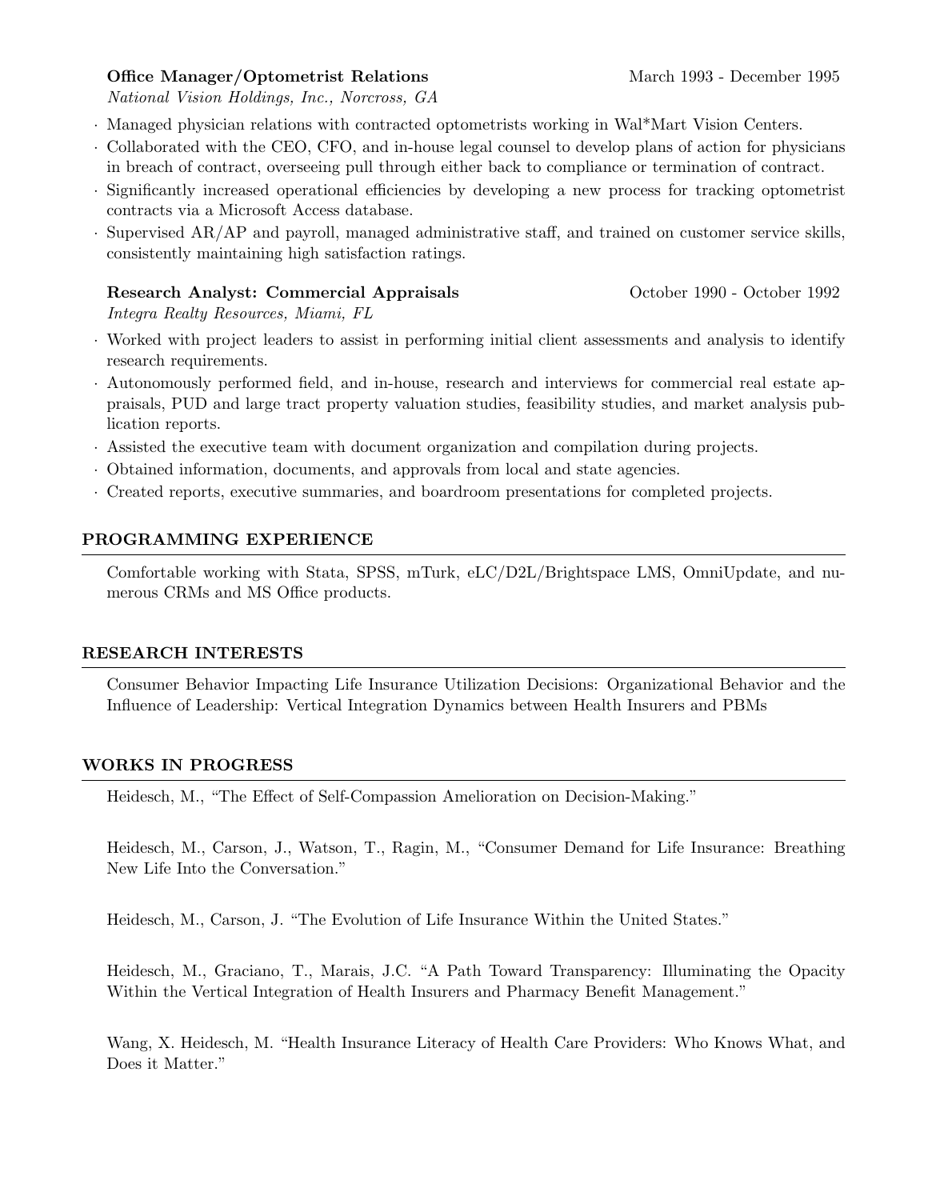**Office Manager/Optometrist Relations** March 1993 - December 1995
*National Vision Holdings, Inc., Norcross, GA*

- Managed physician relations with contracted optometrists working in Wal*Mart Vision Centers.
- Collaborated with the CEO, CFO, and in-house legal counsel to develop plans of action for physicians in breach of contract, overseeing pull through either back to compliance or termination of contract.
- Significantly increased operational efficiencies by developing a new process for tracking optometrist contracts via a Microsoft Access database.
- Supervised AR/AP and payroll, managed administrative staff, and trained on customer service skills, consistently maintaining high satisfaction ratings.

**Research Analyst: Commercial Appraisals** October 1990 - October 1992
*Integra Realty Resources, Miami, FL*

- Worked with project leaders to assist in performing initial client assessments and analysis to identify research requirements.
- Autonomously performed field, and in-house, research and interviews for commercial real estate appraisals, PUD and large tract property valuation studies, feasibility studies, and market analysis publication reports.
- Assisted the executive team with document organization and compilation during projects.
- Obtained information, documents, and approvals from local and state agencies.
- Created reports, executive summaries, and boardroom presentations for completed projects.

## PROGRAMMING EXPERIENCE

Comfortable working with Stata, SPSS, mTurk, eLC/D2L/Brightspace LMS, OmniUpdate, and numerous CRMs and MS Office products.

## RESEARCH INTERESTS

Consumer Behavior Impacting Life Insurance Utilization Decisions: Organizational Behavior and the Influence of Leadership: Vertical Integration Dynamics between Health Insurers and PBMs

## WORKS IN PROGRESS

Heidesch, M., "The Effect of Self-Compassion Amelioration on Decision-Making."

Heidesch, M., Carson, J., Watson, T., Ragin, M., "Consumer Demand for Life Insurance: Breathing New Life Into the Conversation."

Heidesch, M., Carson, J. "The Evolution of Life Insurance Within the United States."

Heidesch, M., Graciano, T., Marais, J.C. "A Path Toward Transparency: Illuminating the Opacity Within the Vertical Integration of Health Insurers and Pharmacy Benefit Management."

Wang, X. Heidesch, M. "Health Insurance Literacy of Health Care Providers: Who Knows What, and Does it Matter."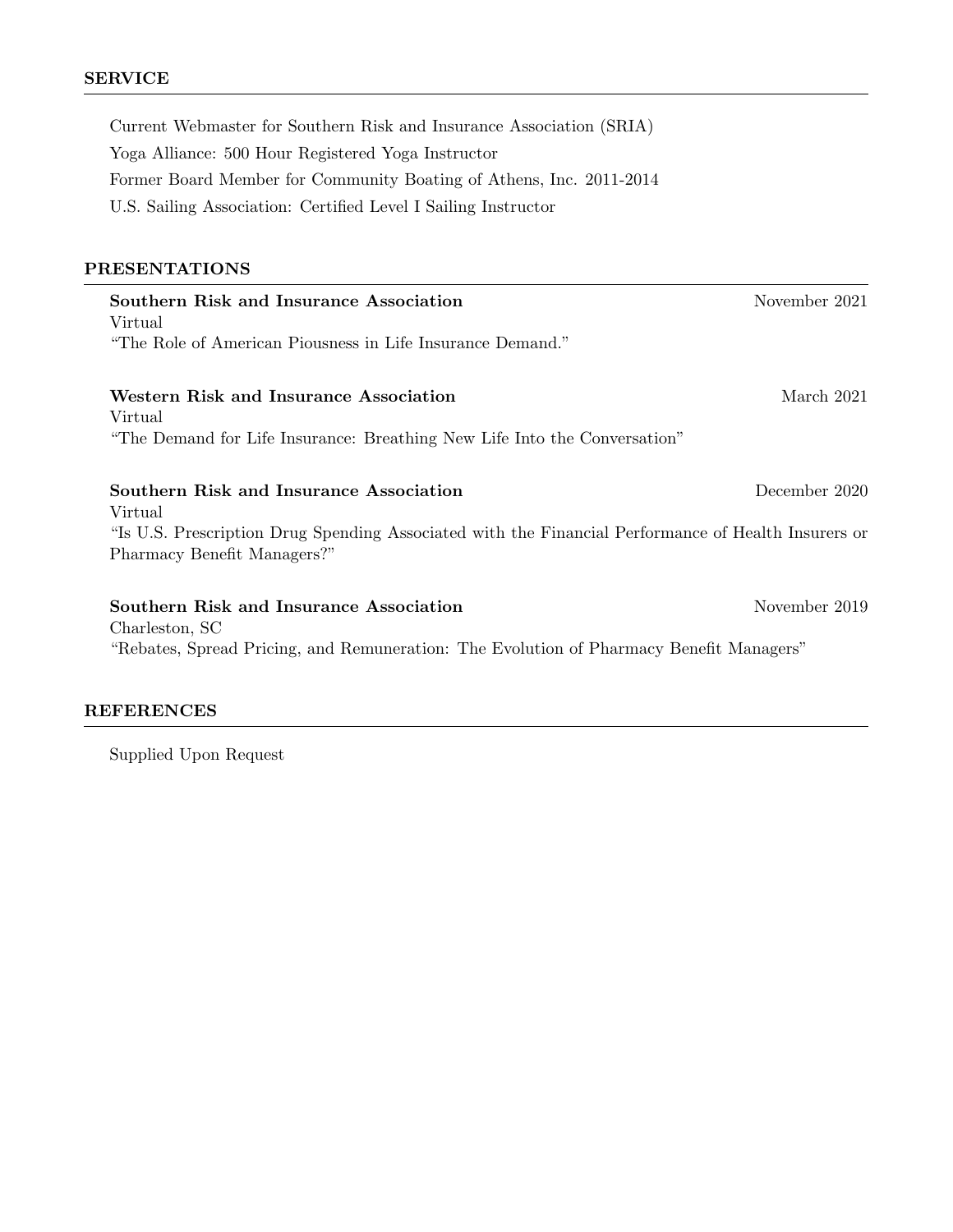## SERVICE

Current Webmaster for Southern Risk and Insurance Association (SRIA)

Yoga Alliance: 500 Hour Registered Yoga Instructor

Former Board Member for Community Boating of Athens, Inc. 2011-2014

U.S. Sailing Association: Certified Level I Sailing Instructor

## PRESENTATIONS

**Southern Risk and Insurance Association** November 2021
Virtual
"The Role of American Piousness in Life Insurance Demand."

**Western Risk and Insurance Association** March 2021
Virtual
"The Demand for Life Insurance: Breathing New Life Into the Conversation"

**Southern Risk and Insurance Association** December 2020
Virtual
"Is U.S. Prescription Drug Spending Associated with the Financial Performance of Health Insurers or Pharmacy Benefit Managers?"

**Southern Risk and Insurance Association** November 2019
Charleston, SC
"Rebates, Spread Pricing, and Remuneration: The Evolution of Pharmacy Benefit Managers"

## REFERENCES

Supplied Upon Request